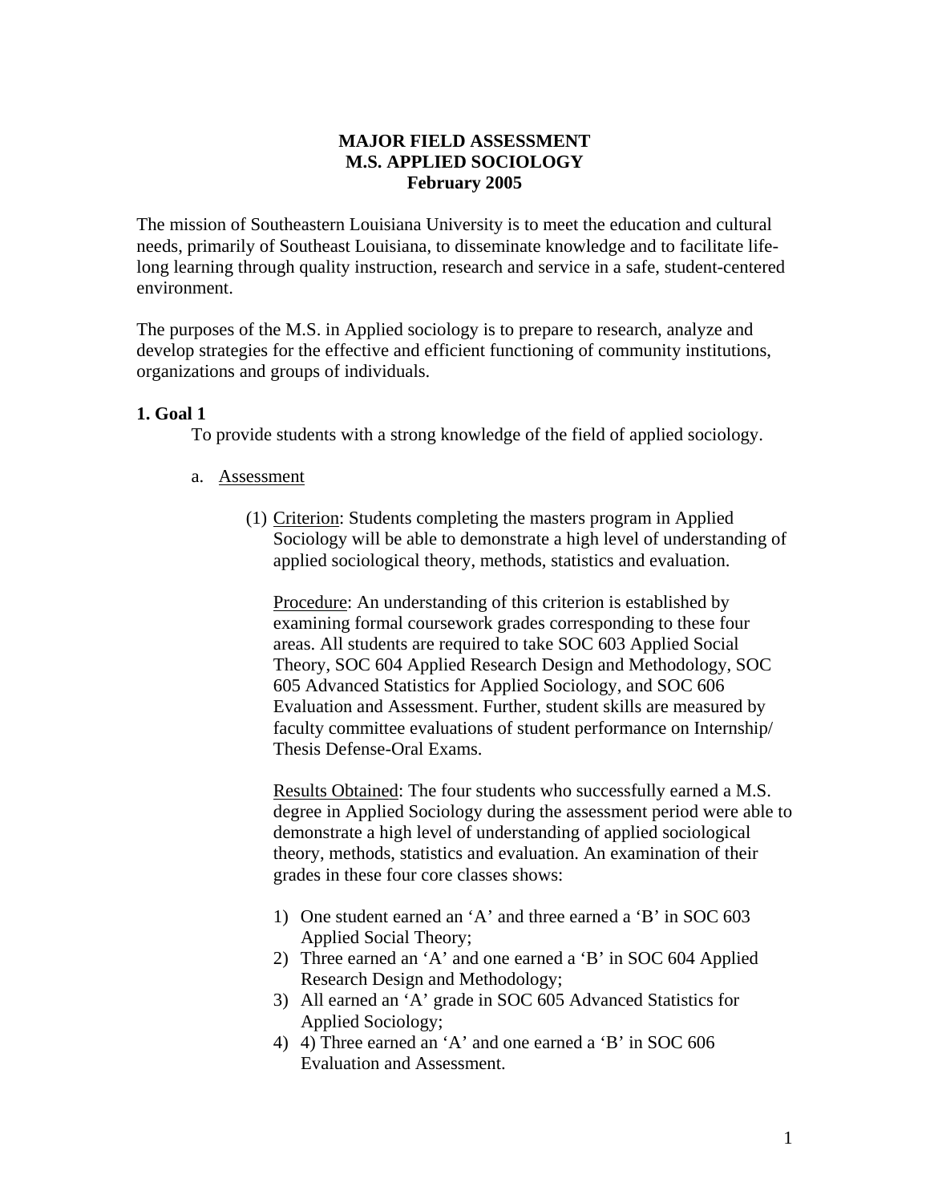# MAJOR FIELD ASSESSMENT
# M.S. APPLIED SOCIOLOGY
# February 2005

The mission of Southeastern Louisiana University is to meet the education and cultural needs, primarily of Southeast Louisiana, to disseminate knowledge and to facilitate life-long learning through quality instruction, research and service in a safe, student-centered environment.

The purposes of the M.S. in Applied sociology is to prepare to research, analyze and develop strategies for the effective and efficient functioning of community institutions, organizations and groups of individuals.

## 1. Goal 1

To provide students with a strong knowledge of the field of applied sociology.

a. <u>Assessment</u>

(1) <u>Criterion</u>: Students completing the masters program in Applied Sociology will be able to demonstrate a high level of understanding of applied sociological theory, methods, statistics and evaluation.

<u>Procedure</u>: An understanding of this criterion is established by examining formal coursework grades corresponding to these four areas. All students are required to take SOC 603 Applied Social Theory, SOC 604 Applied Research Design and Methodology, SOC 605 Advanced Statistics for Applied Sociology, and SOC 606 Evaluation and Assessment. Further, student skills are measured by faculty committee evaluations of student performance on Internship/ Thesis Defense-Oral Exams.

<u>Results Obtained</u>: The four students who successfully earned a M.S. degree in Applied Sociology during the assessment period were able to demonstrate a high level of understanding of applied sociological theory, methods, statistics and evaluation. An examination of their grades in these four core classes shows:

1) One student earned an 'A' and three earned a 'B' in SOC 603 Applied Social Theory;
2) Three earned an 'A' and one earned a 'B' in SOC 604 Applied Research Design and Methodology;
3) All earned an 'A' grade in SOC 605 Advanced Statistics for Applied Sociology;
4) 4) Three earned an 'A' and one earned a 'B' in SOC 606 Evaluation and Assessment.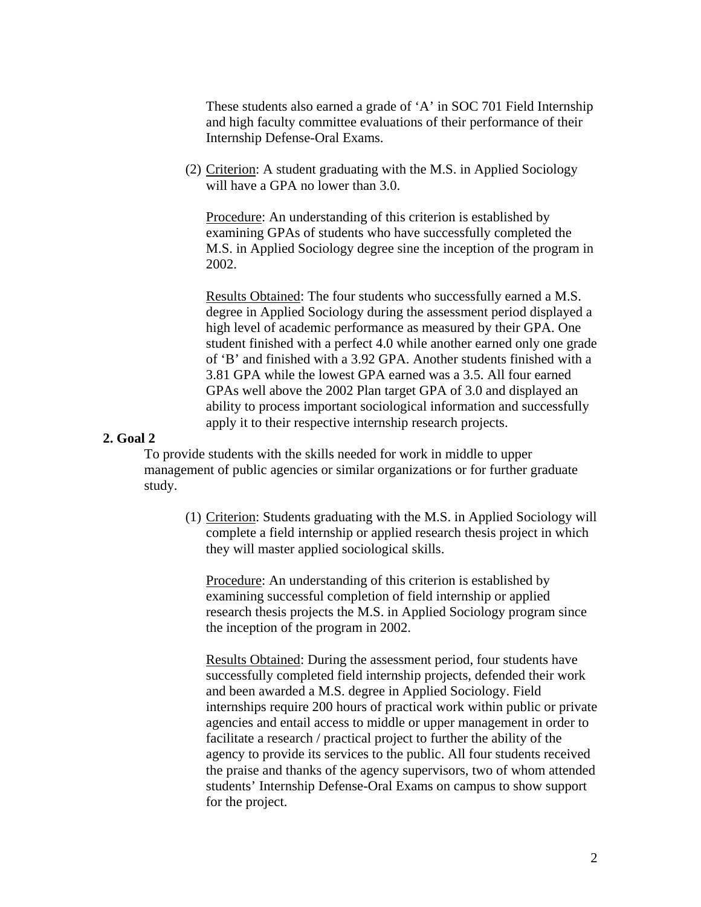These students also earned a grade of 'A' in SOC 701 Field Internship and high faculty committee evaluations of their performance of their Internship Defense-Oral Exams.

(2) Criterion: A student graduating with the M.S. in Applied Sociology will have a GPA no lower than 3.0.

Procedure: An understanding of this criterion is established by examining GPAs of students who have successfully completed the M.S. in Applied Sociology degree sine the inception of the program in 2002.

Results Obtained: The four students who successfully earned a M.S. degree in Applied Sociology during the assessment period displayed a high level of academic performance as measured by their GPA. One student finished with a perfect 4.0 while another earned only one grade of 'B' and finished with a 3.92 GPA. Another students finished with a 3.81 GPA while the lowest GPA earned was a 3.5. All four earned GPAs well above the 2002 Plan target GPA of 3.0 and displayed an ability to process important sociological information and successfully apply it to their respective internship research projects.

**2. Goal 2**

To provide students with the skills needed for work in middle to upper management of public agencies or similar organizations or for further graduate study.

(1) Criterion: Students graduating with the M.S. in Applied Sociology will complete a field internship or applied research thesis project in which they will master applied sociological skills.

Procedure: An understanding of this criterion is established by examining successful completion of field internship or applied research thesis projects the M.S. in Applied Sociology program since the inception of the program in 2002.

Results Obtained: During the assessment period, four students have successfully completed field internship projects, defended their work and been awarded a M.S. degree in Applied Sociology. Field internships require 200 hours of practical work within public or private agencies and entail access to middle or upper management in order to facilitate a research / practical project to further the ability of the agency to provide its services to the public. All four students received the praise and thanks of the agency supervisors, two of whom attended students' Internship Defense-Oral Exams on campus to show support for the project.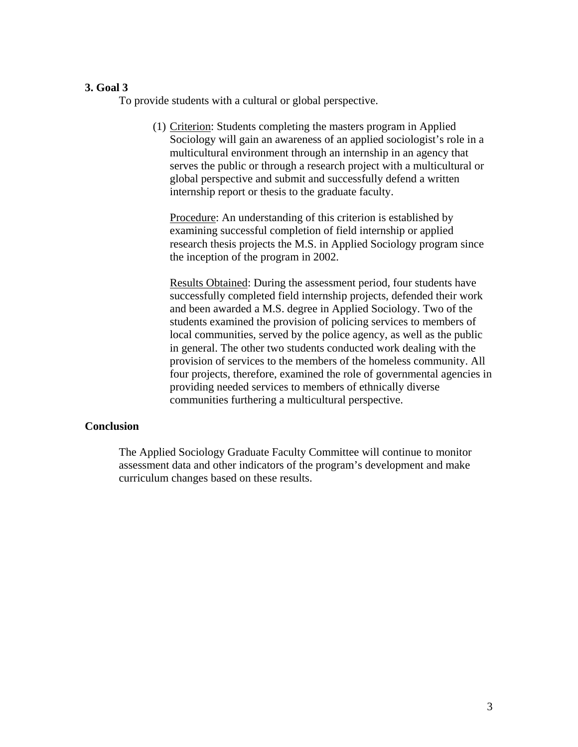### 3. Goal 3

To provide students with a cultural or global perspective.

(1) Criterion: Students completing the masters program in Applied Sociology will gain an awareness of an applied sociologist's role in a multicultural environment through an internship in an agency that serves the public or through a research project with a multicultural or global perspective and submit and successfully defend a written internship report or thesis to the graduate faculty.

Procedure: An understanding of this criterion is established by examining successful completion of field internship or applied research thesis projects the M.S. in Applied Sociology program since the inception of the program in 2002.

Results Obtained: During the assessment period, four students have successfully completed field internship projects, defended their work and been awarded a M.S. degree in Applied Sociology. Two of the students examined the provision of policing services to members of local communities, served by the police agency, as well as the public in general. The other two students conducted work dealing with the provision of services to the members of the homeless community. All four projects, therefore, examined the role of governmental agencies in providing needed services to members of ethnically diverse communities furthering a multicultural perspective.

### Conclusion

The Applied Sociology Graduate Faculty Committee will continue to monitor assessment data and other indicators of the program's development and make curriculum changes based on these results.